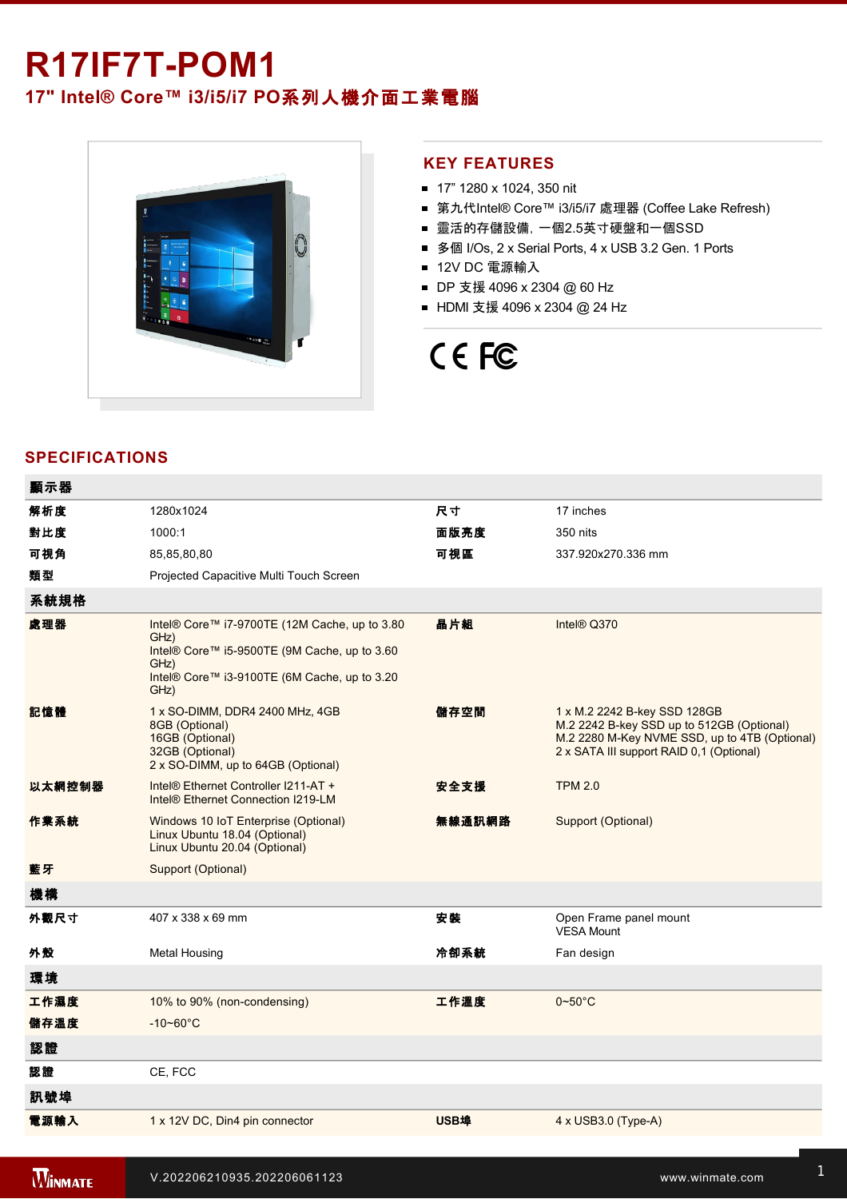# R17IF7T-POM1

## 17" Intel® Core™ i3/i5/i7 PO系列人機介面工業電腦

## KEY FEATURES

- 17" 1280 x 1024, 350 nit
- 第九代Intel® Core™ i3/i5/i7 處理器 (Coffee Lake Refresh)
- 靈活的存儲設備，一個2.5英寸硬盤和一個SSD
- 多個 I/Os, 2 x Serial Ports, 4 x USB 3.2 Gen. 1 Ports
- 12V DC 電源輸入
- DP 支援 4096 x 2304 @ 60 Hz
- HDMI 支援 4096 x 2304 @ 24 Hz

CE FC

## SPECIFICATIONS

| 顯示器 | | | |
|---|---|---|---|
| 解析度 | 1280x1024 | 尺寸 | 17 inches |
| 對比度 | 1000:1 | 面版亮度 | 350 nits |
| 可視角 | 85,85,80,80 | 可視區 | 337.920x270.336 mm |
| 類型 | Projected Capacitive Multi Touch Screen | | |
| **系統規格** | | | |
| 處理器 | Intel® Core™ i7-9700TE (12M Cache, up to 3.80 GHz)<br>Intel® Core™ i5-9500TE (9M Cache, up to 3.60 GHz)<br>Intel® Core™ i3-9100TE (6M Cache, up to 3.20 GHz) | 晶片組 | Intel® Q370 |
| 記憶體 | 1 x SO-DIMM, DDR4 2400 MHz, 4GB<br>8GB (Optional)<br>16GB (Optional)<br>32GB (Optional)<br>2 x SO-DIMM, up to 64GB (Optional) | 儲存空間 | 1 x M.2 2242 B-key SSD 128GB<br>M.2 2242 B-key SSD up to 512GB (Optional)<br>M.2 2280 M-Key NVME SSD, up to 4TB (Optional)<br>2 x SATA III support RAID 0,1 (Optional) |
| 以太網控制器 | Intel® Ethernet Controller I211-AT +<br>Intel® Ethernet Connection I219-LM | 安全支援 | TPM 2.0 |
| 作業系統 | Windows 10 IoT Enterprise (Optional)<br>Linux Ubuntu 18.04 (Optional)<br>Linux Ubuntu 20.04 (Optional) | 無線通訊網路 | Support (Optional) |
| 藍牙 | Support (Optional) | | |
| **機構** | | | |
| 外觀尺寸 | 407 x 338 x 69 mm | 安裝 | Open Frame panel mount<br>VESA Mount |
| 外殼 | Metal Housing | 冷卻系統 | Fan design |
| **環境** | | | |
| 工作濕度 | 10% to 90% (non-condensing) | 工作溫度 | 0~50°C |
| 儲存溫度 | -10~60°C | | |
| **認證** | | | |
| 認證 | CE, FCC | | |
| **訊號埠** | | | |
| 電源輸入 | 1 x 12V DC, Din4 pin connector | USB埠 | 4 x USB3.0 (Type-A) |

V.202206210935.202206061123

www.winmate.com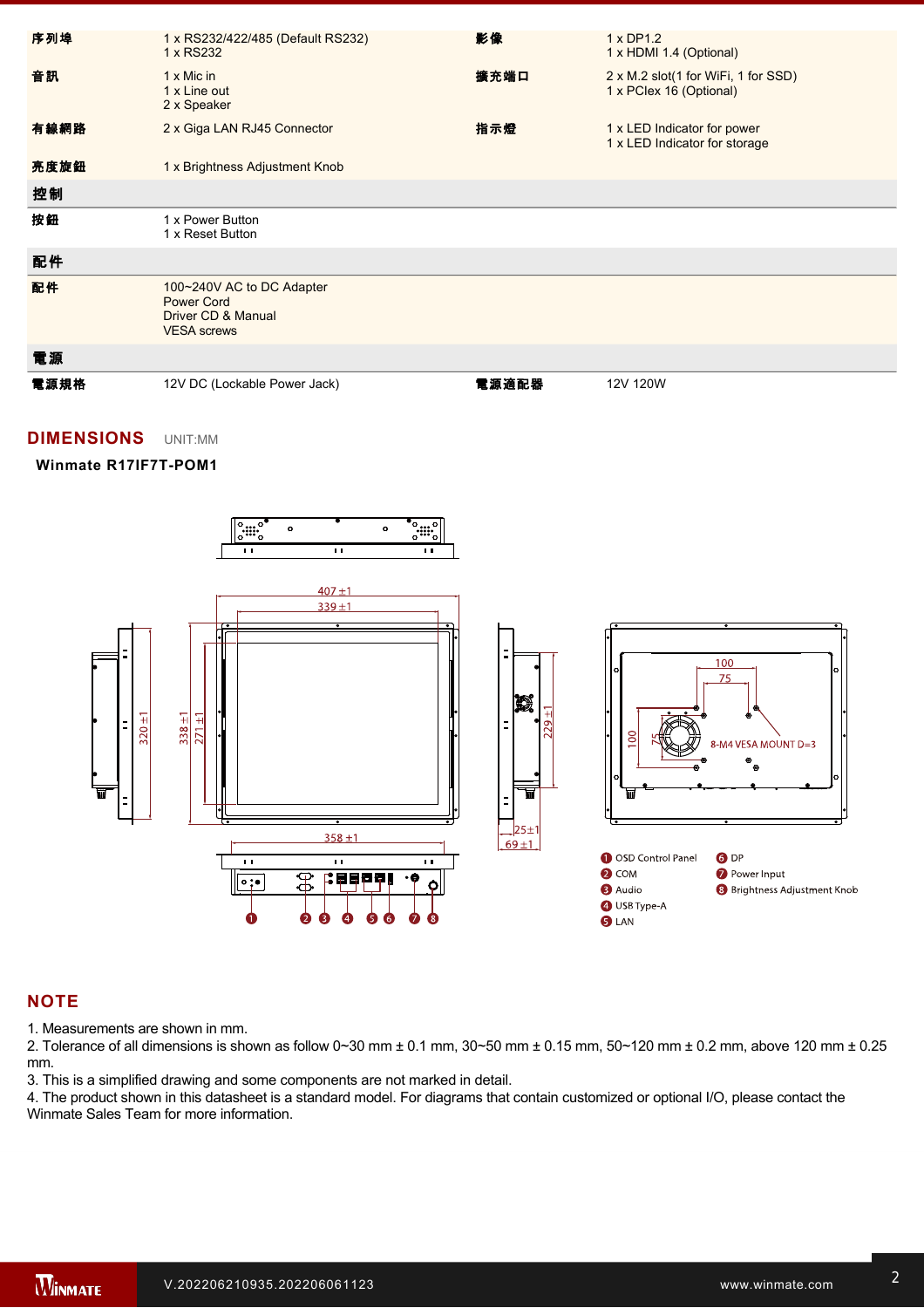| | | | |
|---|---|---|---|
| 序列埠 | 1 x RS232/422/485 (Default RS232)<br>1 x RS232 | 影像 | 1 x DP1.2<br>1 x HDMI 1.4 (Optional) |
| 音訊 | 1 x Mic in<br>1 x Line out<br>2 x Speaker | 擴充端口 | 2 x M.2 slot(1 for WiFi, 1 for SSD)<br>1 x PCIex 16 (Optional) |
| 有線網路 | 2 x Giga LAN RJ45 Connector | 指示燈 | 1 x LED Indicator for power<br>1 x LED Indicator for storage |
| 亮度旋鈕 | 1 x Brightness Adjustment Knob | | |
| **控制** | | | |
| 按鈕 | 1 x Power Button<br>1 x Reset Button | | |
| **配件** | | | |
| 配件 | 100~240V AC to DC Adapter<br>Power Cord<br>Driver CD & Manual<br>VESA screws | | |
| **電源** | | | |
| 電源規格 | 12V DC (Lockable Power Jack) | 電源適配器 | 12V 120W |

## DIMENSIONS UNIT:MM

**Winmate R17IF7T-POM1**

407 ±1
339 ±1
320 ±1
338 ±1
271 ±1
229 ±1
358 ±1
25±1
69 ±1
100
75
100
75
8-M4 VESA MOUNT D=3

1. OSD Control Panel
2. COM
3. Audio
4. USB Type-A
5. LAN
6. DP
7. Power Input
8. Brightness Adjustment Knob

## NOTE

1. Measurements are shown in mm.
2. Tolerance of all dimensions is shown as follow 0~30 mm ± 0.1 mm, 30~50 mm ± 0.15 mm, 50~120 mm ± 0.2 mm, above 120 mm ± 0.25 mm.
3. This is a simplified drawing and some components are not marked in detail.
4. The product shown in this datasheet is a standard model. For diagrams that contain customized or optional I/O, please contact the Winmate Sales Team for more information.